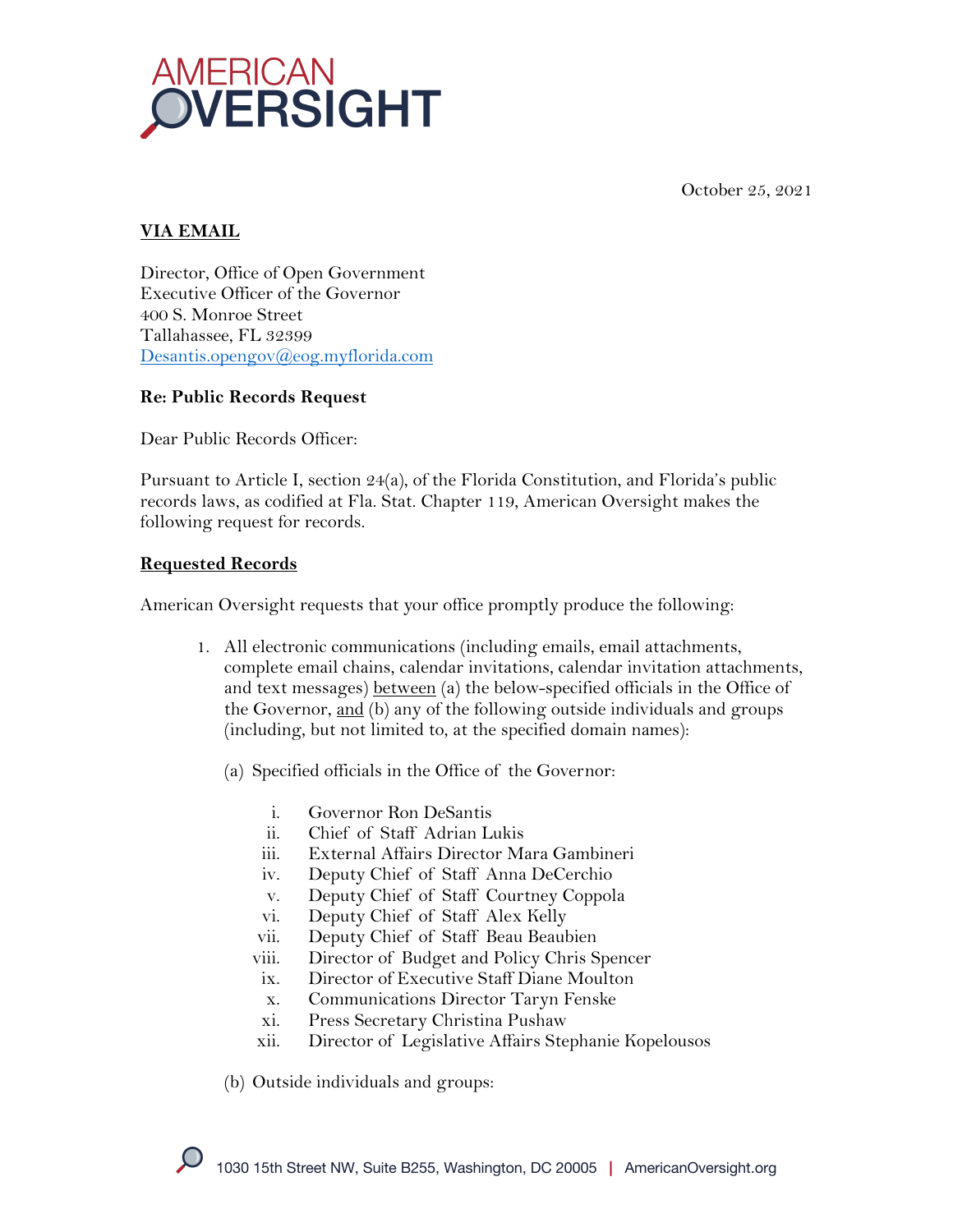# AMERICAN OVERSIGHT

October 25, 2021

**VIA EMAIL**

Director, Office of Open Government
Executive Officer of the Governor
400 S. Monroe Street
Tallahassee, FL 32399
Desantis.opengov@eog.myflorida.com

**Re: Public Records Request**

Dear Public Records Officer:

Pursuant to Article I, section 24(a), of the Florida Constitution, and Florida's public records laws, as codified at Fla. Stat. Chapter 119, American Oversight makes the following request for records.

**Requested Records**

American Oversight requests that your office promptly produce the following:

1. All electronic communications (including emails, email attachments, complete email chains, calendar invitations, calendar invitation attachments, and text messages) between (a) the below-specified officials in the Office of the Governor, and (b) any of the following outside individuals and groups (including, but not limited to, at the specified domain names):

   (a) Specified officials in the Office of the Governor:

      i. Governor Ron DeSantis
      ii. Chief of Staff Adrian Lukis
      iii. External Affairs Director Mara Gambineri
      iv. Deputy Chief of Staff Anna DeCerchio
      v. Deputy Chief of Staff Courtney Coppola
      vi. Deputy Chief of Staff Alex Kelly
      vii. Deputy Chief of Staff Beau Beaubien
      viii. Director of Budget and Policy Chris Spencer
      ix. Director of Executive Staff Diane Moulton
      x. Communications Director Taryn Fenske
      xi. Press Secretary Christina Pushaw
      xii. Director of Legislative Affairs Stephanie Kopelousos

   (b) Outside individuals and groups: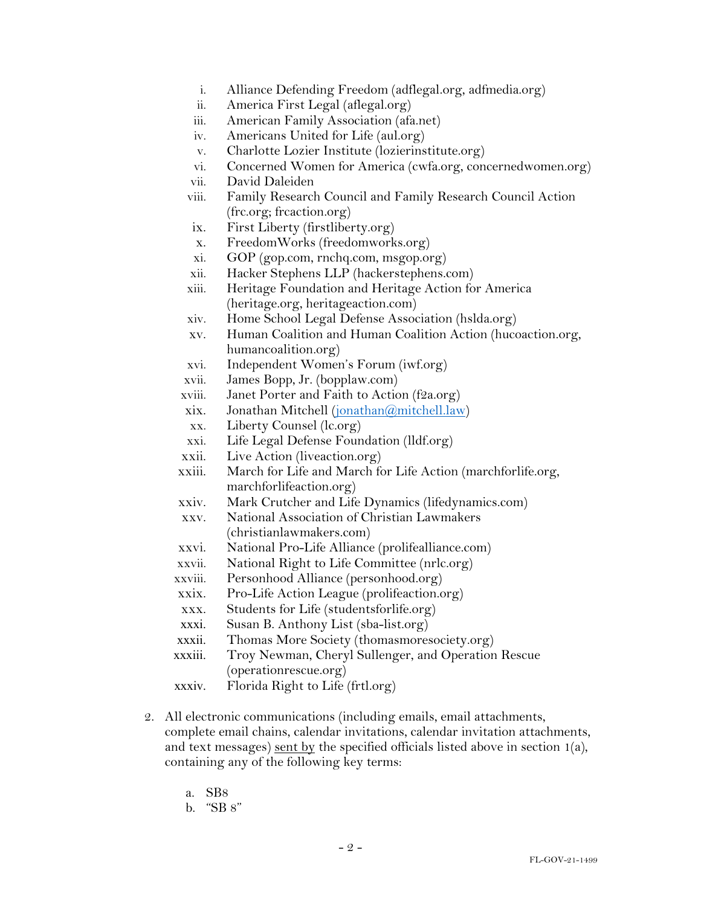i. Alliance Defending Freedom (adflegal.org, adfmedia.org)
ii. America First Legal (aflegal.org)
iii. American Family Association (afa.net)
iv. Americans United for Life (aul.org)
v. Charlotte Lozier Institute (lozierinstitute.org)
vi. Concerned Women for America (cwfa.org, concernedwomen.org)
vii. David Daleiden
viii. Family Research Council and Family Research Council Action (frc.org; frcaction.org)
ix. First Liberty (firstliberty.org)
x. FreedomWorks (freedomworks.org)
xi. GOP (gop.com, rnchq.com, msgop.org)
xii. Hacker Stephens LLP (hackerstephens.com)
xiii. Heritage Foundation and Heritage Action for America (heritage.org, heritageaction.com)
xiv. Home School Legal Defense Association (hslda.org)
xv. Human Coalition and Human Coalition Action (hucoaction.org, humancoalition.org)
xvi. Independent Women's Forum (iwf.org)
xvii. James Bopp, Jr. (bopplaw.com)
xviii. Janet Porter and Faith to Action (f2a.org)
xix. Jonathan Mitchell (jonathan@mitchell.law)
xx. Liberty Counsel (lc.org)
xxi. Life Legal Defense Foundation (lldf.org)
xxii. Live Action (liveaction.org)
xxiii. March for Life and March for Life Action (marchforlife.org, marchforlifeaction.org)
xxiv. Mark Crutcher and Life Dynamics (lifedynamics.com)
xxv. National Association of Christian Lawmakers (christianlawmakers.com)
xxvi. National Pro-Life Alliance (prolifealliance.com)
xxvii. National Right to Life Committee (nrlc.org)
xxviii. Personhood Alliance (personhood.org)
xxix. Pro-Life Action League (prolifeaction.org)
xxx. Students for Life (studentsforlife.org)
xxxi. Susan B. Anthony List (sba-list.org)
xxxii. Thomas More Society (thomasmoresociety.org)
xxxiii. Troy Newman, Cheryl Sullenger, and Operation Rescue (operationrescue.org)
xxxiv. Florida Right to Life (frtl.org)

2. All electronic communications (including emails, email attachments, complete email chains, calendar invitations, calendar invitation attachments, and text messages) sent by the specified officials listed above in section 1(a), containing any of the following key terms:

   a. SB8
   b. "SB 8"

FL-GOV-21-1499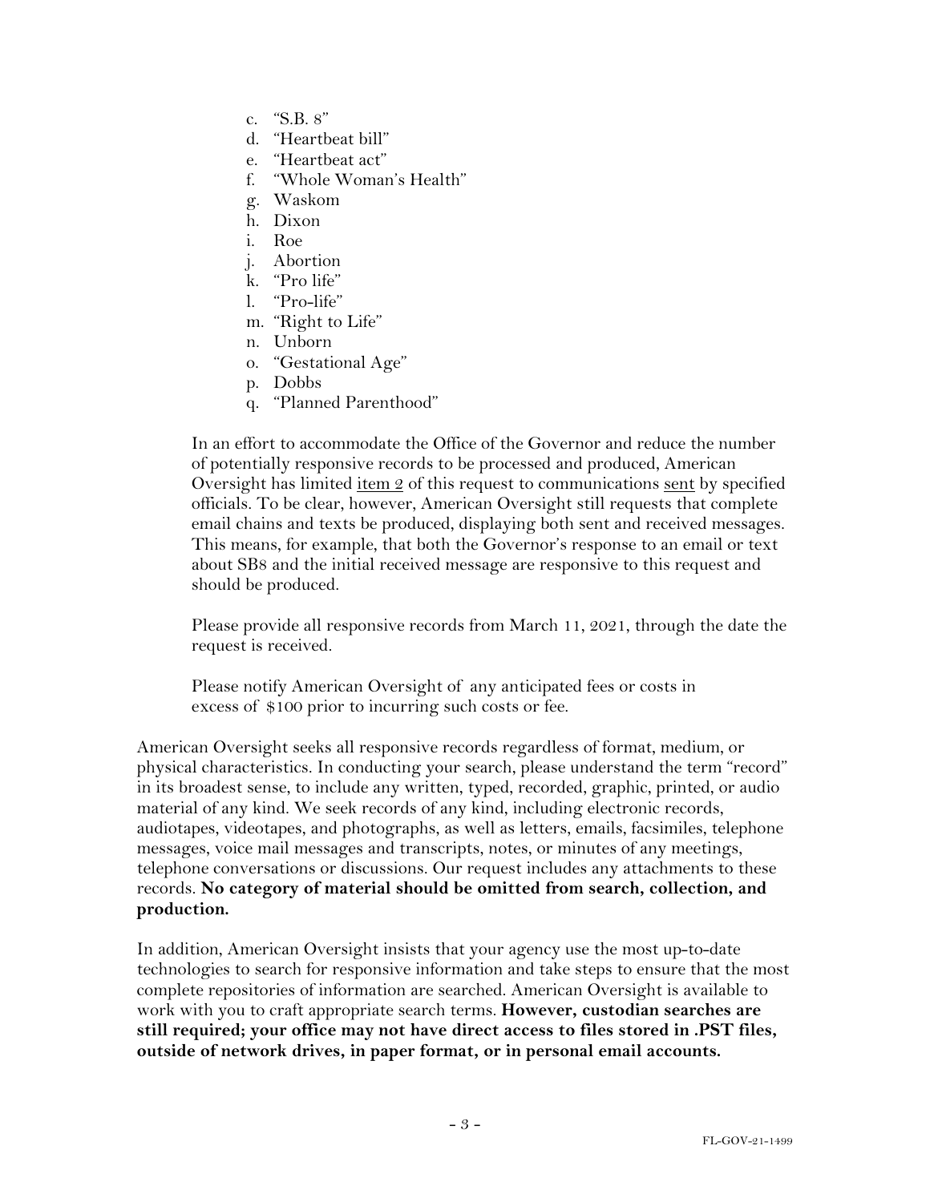c. "S.B. 8"
d. "Heartbeat bill"
e. "Heartbeat act"
f. "Whole Woman's Health"
g. Waskom
h. Dixon
i. Roe
j. Abortion
k. "Pro life"
l. "Pro-life"
m. "Right to Life"
n. Unborn
o. "Gestational Age"
p. Dobbs
q. "Planned Parenthood"

In an effort to accommodate the Office of the Governor and reduce the number of potentially responsive records to be processed and produced, American Oversight has limited item 2 of this request to communications sent by specified officials. To be clear, however, American Oversight still requests that complete email chains and texts be produced, displaying both sent and received messages. This means, for example, that both the Governor's response to an email or text about SB8 and the initial received message are responsive to this request and should be produced.

Please provide all responsive records from March 11, 2021, through the date the request is received.

Please notify American Oversight of any anticipated fees or costs in excess of $100 prior to incurring such costs or fee.

American Oversight seeks all responsive records regardless of format, medium, or physical characteristics. In conducting your search, please understand the term "record" in its broadest sense, to include any written, typed, recorded, graphic, printed, or audio material of any kind. We seek records of any kind, including electronic records, audiotapes, videotapes, and photographs, as well as letters, emails, facsimiles, telephone messages, voice mail messages and transcripts, notes, or minutes of any meetings, telephone conversations or discussions. Our request includes any attachments to these records. **No category of material should be omitted from search, collection, and production.**

In addition, American Oversight insists that your agency use the most up-to-date technologies to search for responsive information and take steps to ensure that the most complete repositories of information are searched. American Oversight is available to work with you to craft appropriate search terms. **However, custodian searches are still required; your office may not have direct access to files stored in .PST files, outside of network drives, in paper format, or in personal email accounts.**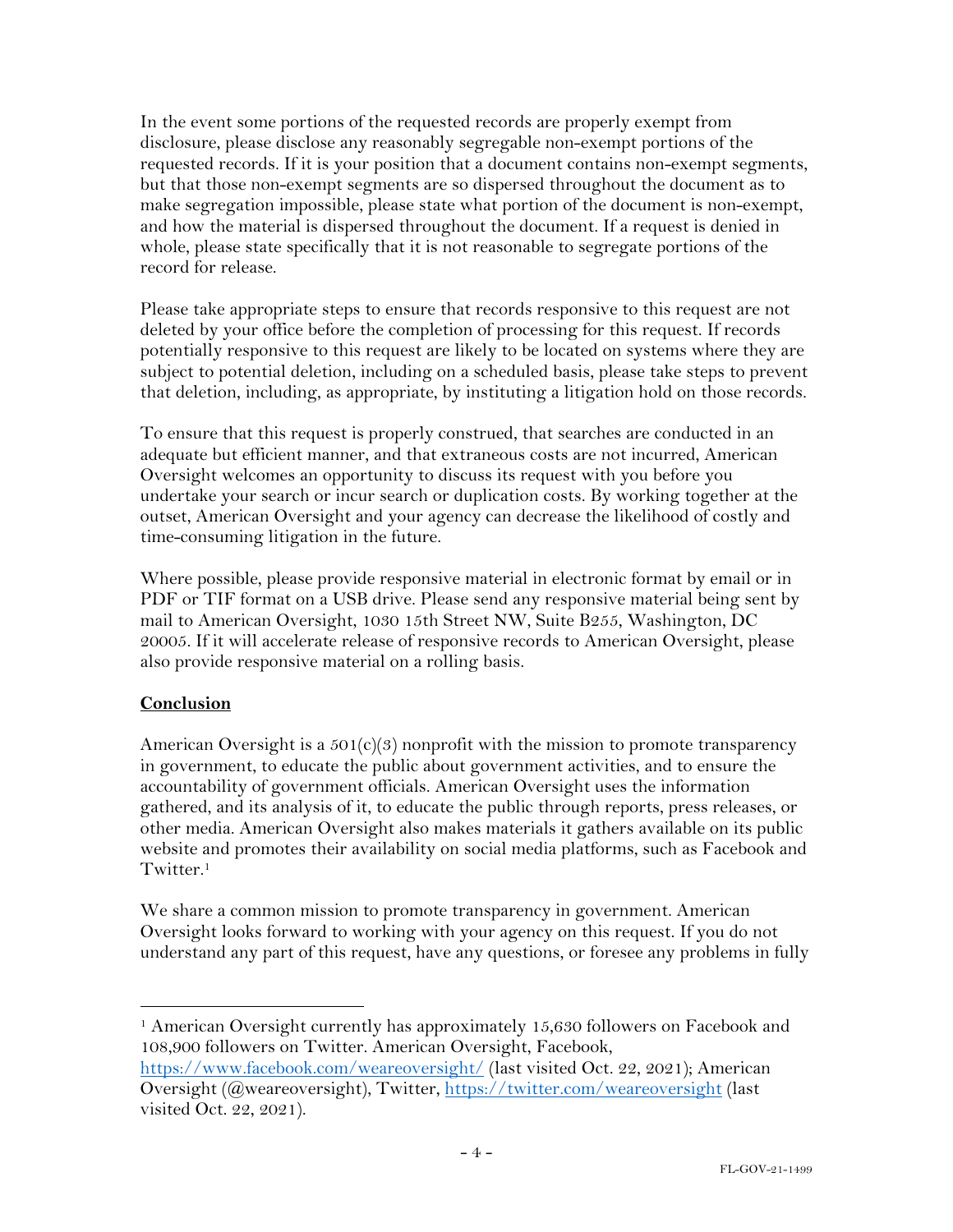In the event some portions of the requested records are properly exempt from disclosure, please disclose any reasonably segregable non-exempt portions of the requested records. If it is your position that a document contains non-exempt segments, but that those non-exempt segments are so dispersed throughout the document as to make segregation impossible, please state what portion of the document is non-exempt, and how the material is dispersed throughout the document. If a request is denied in whole, please state specifically that it is not reasonable to segregate portions of the record for release.

Please take appropriate steps to ensure that records responsive to this request are not deleted by your office before the completion of processing for this request. If records potentially responsive to this request are likely to be located on systems where they are subject to potential deletion, including on a scheduled basis, please take steps to prevent that deletion, including, as appropriate, by instituting a litigation hold on those records.

To ensure that this request is properly construed, that searches are conducted in an adequate but efficient manner, and that extraneous costs are not incurred, American Oversight welcomes an opportunity to discuss its request with you before you undertake your search or incur search or duplication costs. By working together at the outset, American Oversight and your agency can decrease the likelihood of costly and time-consuming litigation in the future.

Where possible, please provide responsive material in electronic format by email or in PDF or TIF format on a USB drive. Please send any responsive material being sent by mail to American Oversight, 1030 15th Street NW, Suite B255, Washington, DC 20005. If it will accelerate release of responsive records to American Oversight, please also provide responsive material on a rolling basis.

**Conclusion**

American Oversight is a 501(c)(3) nonprofit with the mission to promote transparency in government, to educate the public about government activities, and to ensure the accountability of government officials. American Oversight uses the information gathered, and its analysis of it, to educate the public through reports, press releases, or other media. American Oversight also makes materials it gathers available on its public website and promotes their availability on social media platforms, such as Facebook and Twitter.[1]

We share a common mission to promote transparency in government. American Oversight looks forward to working with your agency on this request. If you do not understand any part of this request, have any questions, or foresee any problems in fully

---

[1] American Oversight currently has approximately 15,630 followers on Facebook and 108,900 followers on Twitter. American Oversight, Facebook, https://www.facebook.com/weareoversight/ (last visited Oct. 22, 2021); American Oversight (@weareoversight), Twitter, https://twitter.com/weareoversight (last visited Oct. 22, 2021).

FL-GOV-21-1499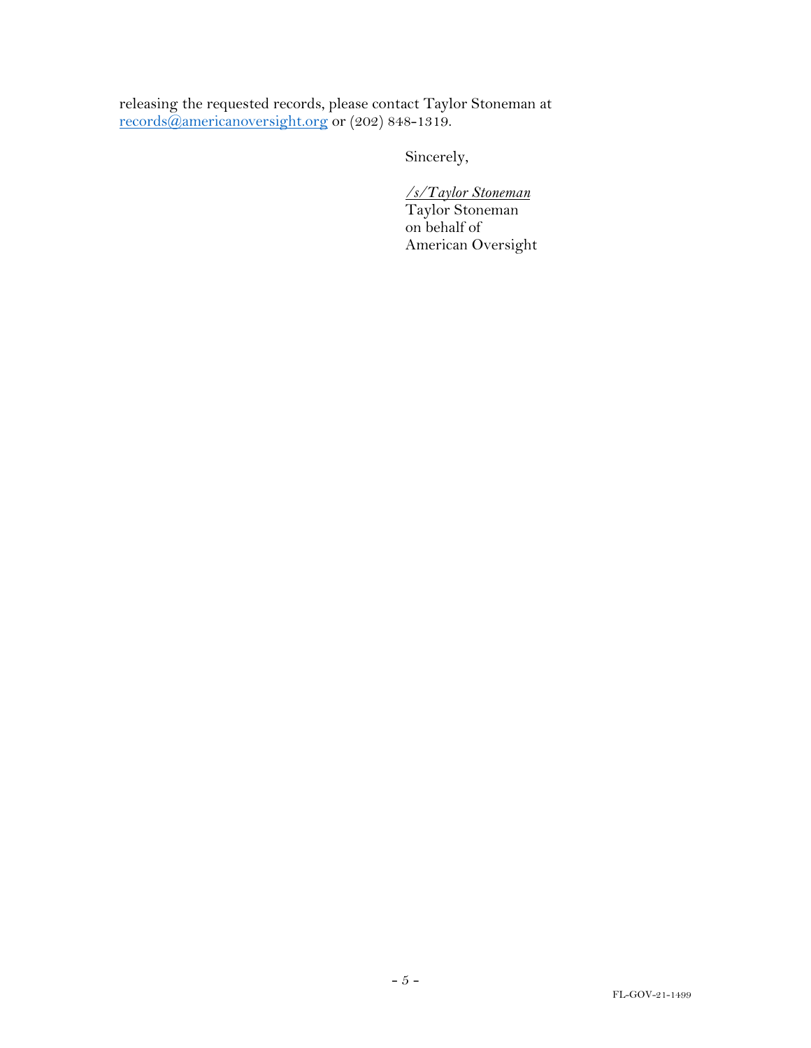releasing the requested records, please contact Taylor Stoneman at records@americanoversight.org or (202) 848-1319.

Sincerely,

*/s/Taylor Stoneman*
Taylor Stoneman
on behalf of
American Oversight